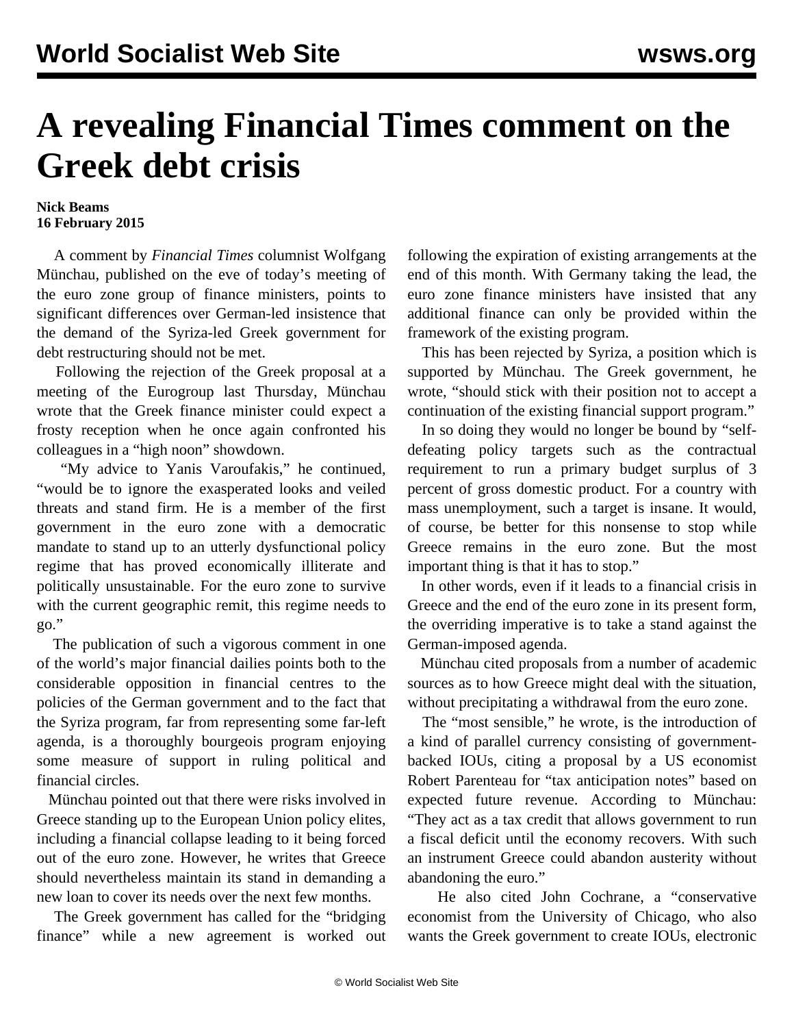# A revealing Financial Times comment on the Greek debt crisis

**Nick Beams**
**16 February 2015**

A comment by *Financial Times* columnist Wolfgang Münchau, published on the eve of today's meeting of the euro zone group of finance ministers, points to significant differences over German-led insistence that the demand of the Syriza-led Greek government for debt restructuring should not be met.

Following the rejection of the Greek proposal at a meeting of the Eurogroup last Thursday, Münchau wrote that the Greek finance minister could expect a frosty reception when he once again confronted his colleagues in a "high noon" showdown.

"My advice to Yanis Varoufakis," he continued, "would be to ignore the exasperated looks and veiled threats and stand firm. He is a member of the first government in the euro zone with a democratic mandate to stand up to an utterly dysfunctional policy regime that has proved economically illiterate and politically unsustainable. For the euro zone to survive with the current geographic remit, this regime needs to go."

The publication of such a vigorous comment in one of the world's major financial dailies points both to the considerable opposition in financial centres to the policies of the German government and to the fact that the Syriza program, far from representing some far-left agenda, is a thoroughly bourgeois program enjoying some measure of support in ruling political and financial circles.

Münchau pointed out that there were risks involved in Greece standing up to the European Union policy elites, including a financial collapse leading to it being forced out of the euro zone. However, he writes that Greece should nevertheless maintain its stand in demanding a new loan to cover its needs over the next few months.

The Greek government has called for the "bridging finance" while a new agreement is worked out following the expiration of existing arrangements at the end of this month. With Germany taking the lead, the euro zone finance ministers have insisted that any additional finance can only be provided within the framework of the existing program.

This has been rejected by Syriza, a position which is supported by Münchau. The Greek government, he wrote, "should stick with their position not to accept a continuation of the existing financial support program."

In so doing they would no longer be bound by "self-defeating policy targets such as the contractual requirement to run a primary budget surplus of 3 percent of gross domestic product. For a country with mass unemployment, such a target is insane. It would, of course, be better for this nonsense to stop while Greece remains in the euro zone. But the most important thing is that it has to stop."

In other words, even if it leads to a financial crisis in Greece and the end of the euro zone in its present form, the overriding imperative is to take a stand against the German-imposed agenda.

Münchau cited proposals from a number of academic sources as to how Greece might deal with the situation, without precipitating a withdrawal from the euro zone.

The "most sensible," he wrote, is the introduction of a kind of parallel currency consisting of government-backed IOUs, citing a proposal by a US economist Robert Parenteau for "tax anticipation notes" based on expected future revenue. According to Münchau: "They act as a tax credit that allows government to run a fiscal deficit until the economy recovers. With such an instrument Greece could abandon austerity without abandoning the euro."

He also cited John Cochrane, a "conservative economist from the University of Chicago, who also wants the Greek government to create IOUs, electronic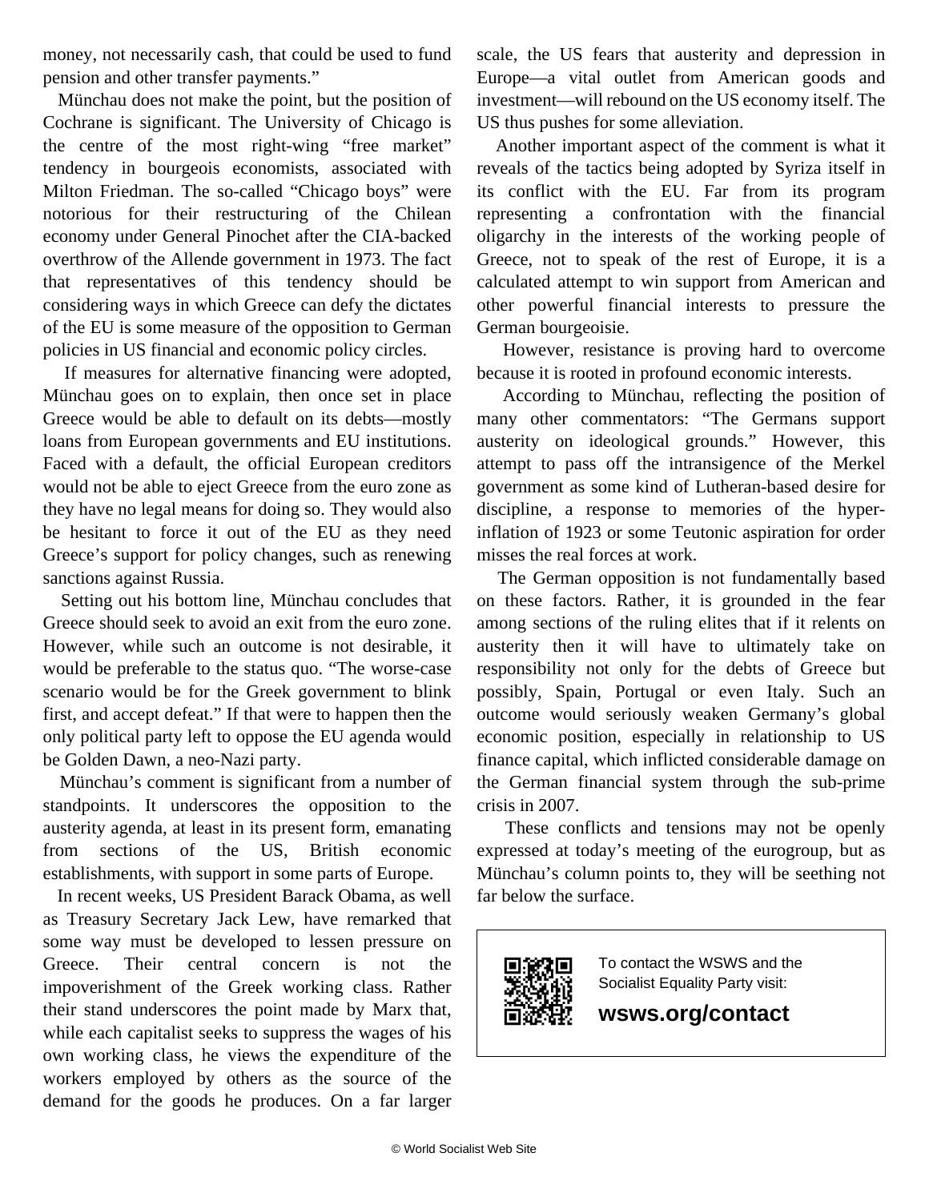money, not necessarily cash, that could be used to fund pension and other transfer payments."

Münchau does not make the point, but the position of Cochrane is significant. The University of Chicago is the centre of the most right-wing "free market" tendency in bourgeois economists, associated with Milton Friedman. The so-called "Chicago boys" were notorious for their restructuring of the Chilean economy under General Pinochet after the CIA-backed overthrow of the Allende government in 1973. The fact that representatives of this tendency should be considering ways in which Greece can defy the dictates of the EU is some measure of the opposition to German policies in US financial and economic policy circles.

If measures for alternative financing were adopted, Münchau goes on to explain, then once set in place Greece would be able to default on its debts—mostly loans from European governments and EU institutions. Faced with a default, the official European creditors would not be able to eject Greece from the euro zone as they have no legal means for doing so. They would also be hesitant to force it out of the EU as they need Greece's support for policy changes, such as renewing sanctions against Russia.

Setting out his bottom line, Münchau concludes that Greece should seek to avoid an exit from the euro zone. However, while such an outcome is not desirable, it would be preferable to the status quo. "The worse-case scenario would be for the Greek government to blink first, and accept defeat." If that were to happen then the only political party left to oppose the EU agenda would be Golden Dawn, a neo-Nazi party.

Münchau's comment is significant from a number of standpoints. It underscores the opposition to the austerity agenda, at least in its present form, emanating from sections of the US, British economic establishments, with support in some parts of Europe.

In recent weeks, US President Barack Obama, as well as Treasury Secretary Jack Lew, have remarked that some way must be developed to lessen pressure on Greece. Their central concern is not the impoverishment of the Greek working class. Rather their stand underscores the point made by Marx that, while each capitalist seeks to suppress the wages of his own working class, he views the expenditure of the workers employed by others as the source of the demand for the goods he produces. On a far larger scale, the US fears that austerity and depression in Europe—a vital outlet from American goods and investment—will rebound on the US economy itself. The US thus pushes for some alleviation.

Another important aspect of the comment is what it reveals of the tactics being adopted by Syriza itself in its conflict with the EU. Far from its program representing a confrontation with the financial oligarchy in the interests of the working people of Greece, not to speak of the rest of Europe, it is a calculated attempt to win support from American and other powerful financial interests to pressure the German bourgeoisie.

However, resistance is proving hard to overcome because it is rooted in profound economic interests.

According to Münchau, reflecting the position of many other commentators: "The Germans support austerity on ideological grounds." However, this attempt to pass off the intransigence of the Merkel government as some kind of Lutheran-based desire for discipline, a response to memories of the hyper-inflation of 1923 or some Teutonic aspiration for order misses the real forces at work.

The German opposition is not fundamentally based on these factors. Rather, it is grounded in the fear among sections of the ruling elites that if it relents on austerity then it will have to ultimately take on responsibility not only for the debts of Greece but possibly, Spain, Portugal or even Italy. Such an outcome would seriously weaken Germany's global economic position, especially in relationship to US finance capital, which inflicted considerable damage on the German financial system through the sub-prime crisis in 2007.

These conflicts and tensions may not be openly expressed at today's meeting of the eurogroup, but as Münchau's column points to, they will be seething not far below the surface.

To contact the WSWS and the Socialist Equality Party visit:

**wsws.org/contact**